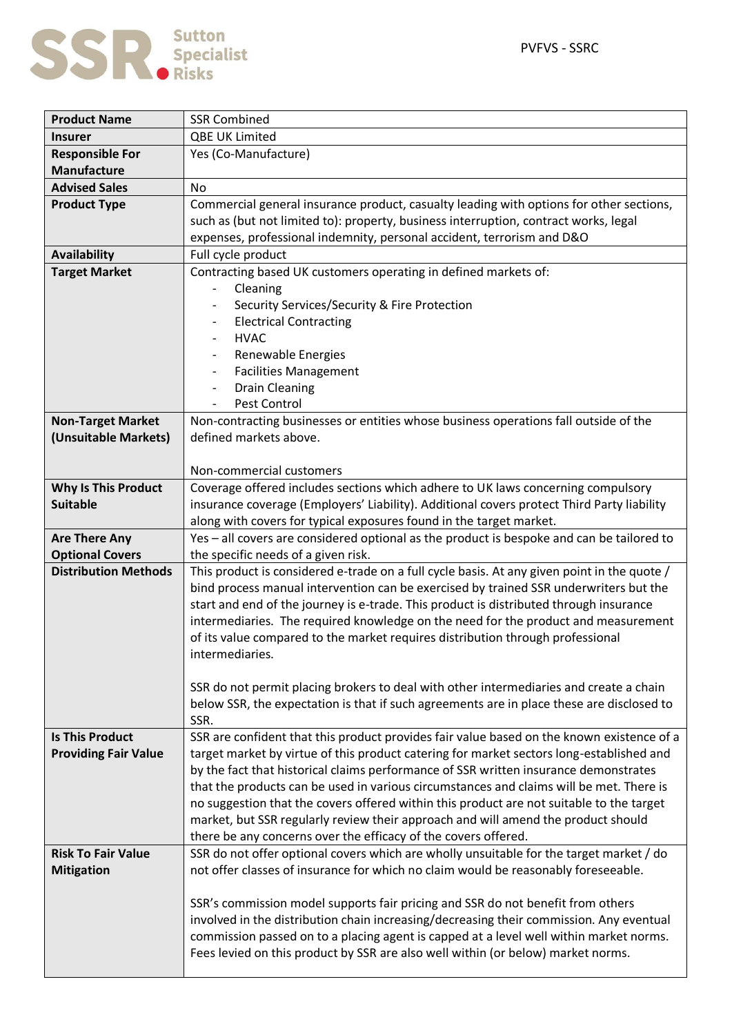Sutton Specialist Risks

PVFVS - SSRC

| | |
|---|---|
| **Product Name** | SSR Combined |
| **Insurer** | QBE UK Limited |
| **Responsible For Manufacture** | Yes (Co-Manufacture) |
| **Advised Sales** | No |
| **Product Type** | Commercial general insurance product, casualty leading with options for other sections, such as (but not limited to): property, business interruption, contract works, legal expenses, professional indemnity, personal accident, terrorism and D&O |
| **Availability** | Full cycle product |
| **Target Market** | Contracting based UK customers operating in defined markets of:<br>- Cleaning<br>- Security Services/Security & Fire Protection<br>- Electrical Contracting<br>- HVAC<br>- Renewable Energies<br>- Facilities Management<br>- Drain Cleaning<br>- Pest Control |
| **Non-Target Market (Unsuitable Markets)** | Non-contracting businesses or entities whose business operations fall outside of the defined markets above.<br><br>Non-commercial customers |
| **Why Is This Product Suitable** | Coverage offered includes sections which adhere to UK laws concerning compulsory insurance coverage (Employers' Liability). Additional covers protect Third Party liability along with covers for typical exposures found in the target market. |
| **Are There Any Optional Covers** | Yes – all covers are considered optional as the product is bespoke and can be tailored to the specific needs of a given risk. |
| **Distribution Methods** | This product is considered e-trade on a full cycle basis. At any given point in the quote / bind process manual intervention can be exercised by trained SSR underwriters but the start and end of the journey is e-trade. This product is distributed through insurance intermediaries. The required knowledge on the need for the product and measurement of its value compared to the market requires distribution through professional intermediaries.<br><br>SSR do not permit placing brokers to deal with other intermediaries and create a chain below SSR, the expectation is that if such agreements are in place these are disclosed to SSR. |
| **Is This Product Providing Fair Value** | SSR are confident that this product provides fair value based on the known existence of a target market by virtue of this product catering for market sectors long-established and by the fact that historical claims performance of SSR written insurance demonstrates that the products can be used in various circumstances and claims will be met. There is no suggestion that the covers offered within this product are not suitable to the target market, but SSR regularly review their approach and will amend the product should there be any concerns over the efficacy of the covers offered. |
| **Risk To Fair Value Mitigation** | SSR do not offer optional covers which are wholly unsuitable for the target market / do not offer classes of insurance for which no claim would be reasonably foreseeable.<br><br>SSR's commission model supports fair pricing and SSR do not benefit from others involved in the distribution chain increasing/decreasing their commission. Any eventual commission passed on to a placing agent is capped at a level well within market norms. Fees levied on this product by SSR are also well within (or below) market norms. |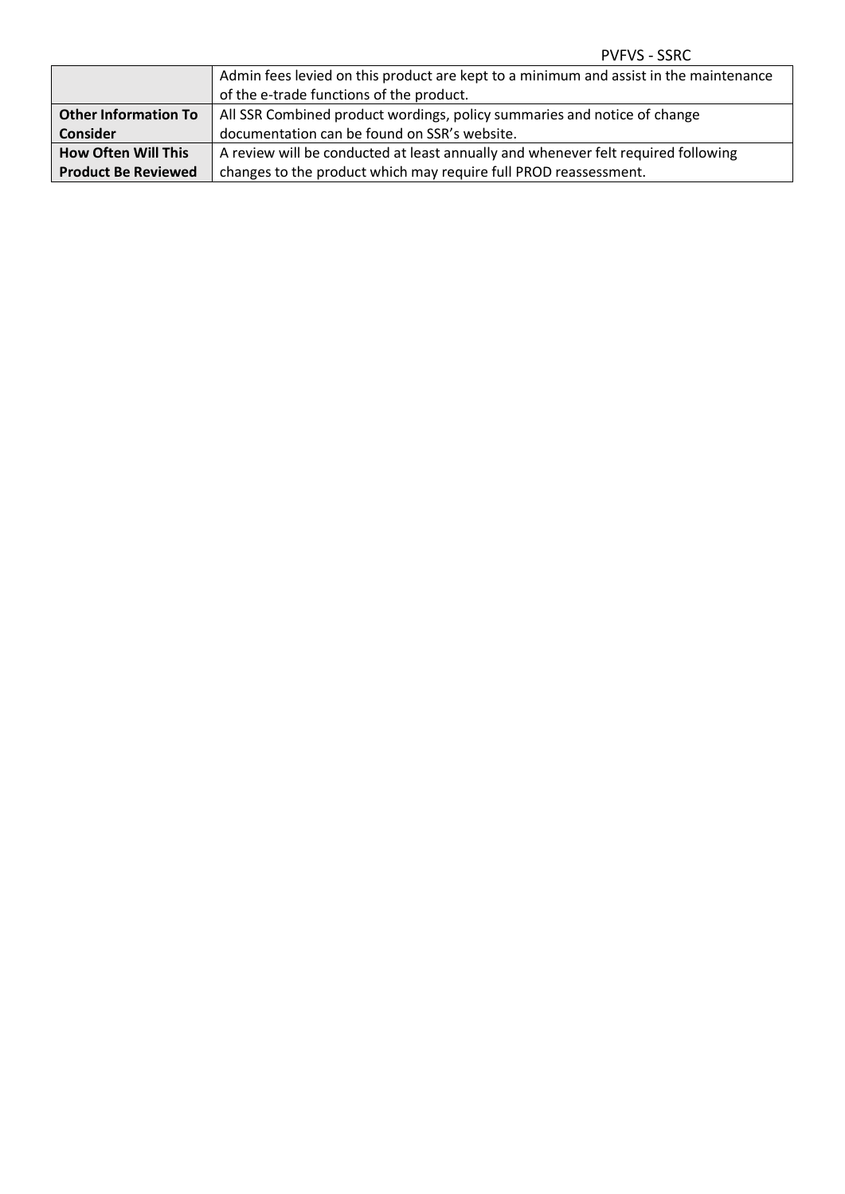| | |
|---|---|
| | Admin fees levied on this product are kept to a minimum and assist in the maintenance of the e-trade functions of the product. |
| **Other Information To Consider** | All SSR Combined product wordings, policy summaries and notice of change documentation can be found on SSR's website. |
| **How Often Will This Product Be Reviewed** | A review will be conducted at least annually and whenever felt required following changes to the product which may require full PROD reassessment. |